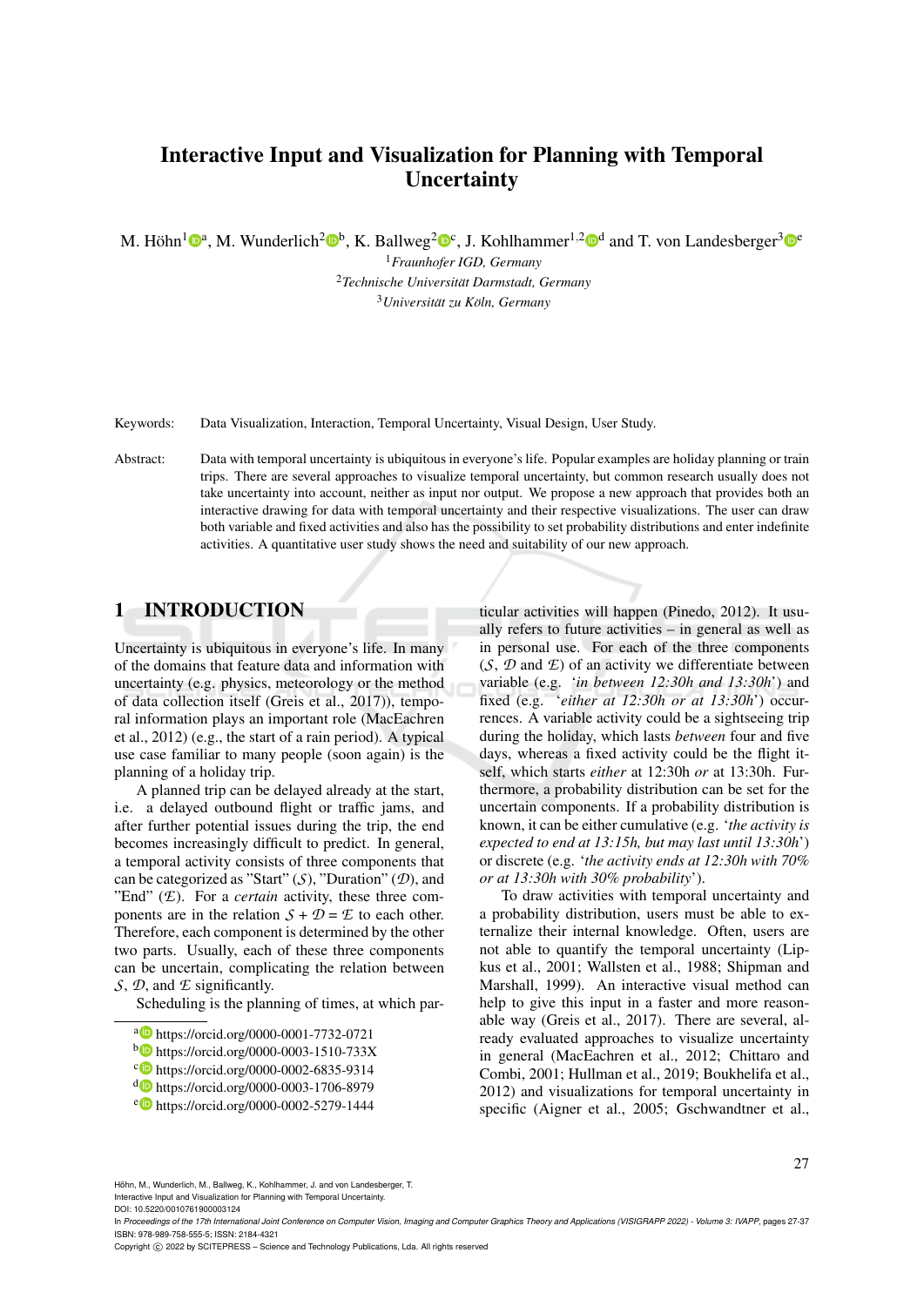# Interactive Input and Visualization for Planning with Temporal Uncertainty

M. Höhn[1] [a], M. Wunderlich[2] [b], K. Ballweg[2] [c], J. Kohlhammer[1,2] [d] and T. von Landesberger[3] [e]

[1] *Fraunhofer IGD, Germany*
[2] *Technische Universität Darmstadt, Germany*
[3] *Universität zu Köln, Germany*

Keywords: Data Visualization, Interaction, Temporal Uncertainty, Visual Design, User Study.

Abstract: Data with temporal uncertainty is ubiquitous in everyone's life. Popular examples are holiday planning or train trips. There are several approaches to visualize temporal uncertainty, but common research usually does not take uncertainty into account, neither as input nor output. We propose a new approach that provides both an interactive drawing for data with temporal uncertainty and their respective visualizations. The user can draw both variable and fixed activities and also has the possibility to set probability distributions and enter indefinite activities. A quantitative user study shows the need and suitability of our new approach.

## 1 INTRODUCTION

Uncertainty is ubiquitous in everyone's life. In many of the domains that feature data and information with uncertainty (e.g. physics, meteorology or the method of data collection itself (Greis et al., 2017)), temporal information plays an important role (MacEachren et al., 2012) (e.g., the start of a rain period). A typical use case familiar to many people (soon again) is the planning of a holiday trip.

A planned trip can be delayed already at the start, i.e. a delayed outbound flight or traffic jams, and after further potential issues during the trip, the end becomes increasingly difficult to predict. In general, a temporal activity consists of three components that can be categorized as "Start" ($\mathcal{S}$), "Duration" ($\mathcal{D}$), and "End" ($\mathcal{E}$). For a *certain* activity, these three components are in the relation $\mathcal{S} + \mathcal{D} = \mathcal{E}$ to each other. Therefore, each component is determined by the other two parts. Usually, each of these three components can be uncertain, complicating the relation between $\mathcal{S}$, $\mathcal{D}$, and $\mathcal{E}$ significantly.

Scheduling is the planning of times, at which particular activities will happen (Pinedo, 2012). It usually refers to future activities – in general as well as in personal use. For each of the three components ($\mathcal{S}$, $\mathcal{D}$ and $\mathcal{E}$) of an activity we differentiate between variable (e.g. '*in between 12:30h and 13:30h*') and fixed (e.g. '*either at 12:30h or at 13:30h*') occurrences. A variable activity could be a sightseeing trip during the holiday, which lasts *between* four and five days, whereas a fixed activity could be the flight itself, which starts *either* at 12:30h *or* at 13:30h. Furthermore, a probability distribution can be set for the uncertain components. If a probability distribution is known, it can be either cumulative (e.g. '*the activity is expected to end at 13:15h, but may last until 13:30h*') or discrete (e.g. '*the activity ends at 12:30h with 70% or at 13:30h with 30% probability*').

To draw activities with temporal uncertainty and a probability distribution, users must be able to externalize their internal knowledge. Often, users are not able to quantify the temporal uncertainty (Lipkus et al., 2001; Wallsten et al., 1988; Shipman and Marshall, 1999). An interactive visual method can help to give this input in a faster and more reasonable way (Greis et al., 2017). There are several, already evaluated approaches to visualize uncertainty in general (MacEachren et al., 2012; Chittaro and Combi, 2001; Hullman et al., 2019; Boukhelifa et al., 2012) and visualizations for temporal uncertainty in specific (Aigner et al., 2005; Gschwandtner et al.,

[a] https://orcid.org/0000-0001-7732-0721
[b] https://orcid.org/0000-0003-1510-733X
[c] https://orcid.org/0000-0002-6835-9314
[d] https://orcid.org/0000-0003-1706-8979
[e] https://orcid.org/0000-0002-5279-1444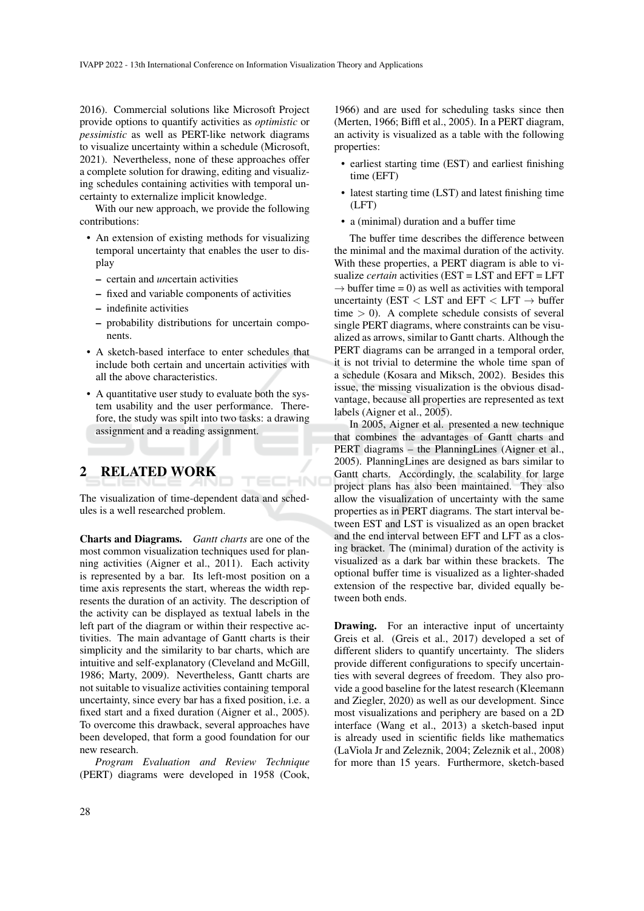2016). Commercial solutions like Microsoft Project provide options to quantify activities as *optimistic* or *pessimistic* as well as PERT-like network diagrams to visualize uncertainty within a schedule (Microsoft, 2021). Nevertheless, none of these approaches offer a complete solution for drawing, editing and visualizing schedules containing activities with temporal uncertainty to externalize implicit knowledge.

With our new approach, we provide the following contributions:

- An extension of existing methods for visualizing temporal uncertainty that enables the user to display
  - certain and *un*certain activities
  - fixed and variable components of activities
  - indefinite activities
  - probability distributions for uncertain components.
- A sketch-based interface to enter schedules that include both certain and uncertain activities with all the above characteristics.
- A quantitative user study to evaluate both the system usability and the user performance. Therefore, the study was spilt into two tasks: a drawing assignment and a reading assignment.

## 2 RELATED WORK

The visualization of time-dependent data and schedules is a well researched problem.

**Charts and Diagrams.** *Gantt charts* are one of the most common visualization techniques used for planning activities (Aigner et al., 2011). Each activity is represented by a bar. Its left-most position on a time axis represents the start, whereas the width represents the duration of an activity. The description of the activity can be displayed as textual labels in the left part of the diagram or within their respective activities. The main advantage of Gantt charts is their simplicity and the similarity to bar charts, which are intuitive and self-explanatory (Cleveland and McGill, 1986; Marty, 2009). Nevertheless, Gantt charts are not suitable to visualize activities containing temporal uncertainty, since every bar has a fixed position, i.e. a fixed start and a fixed duration (Aigner et al., 2005). To overcome this drawback, several approaches have been developed, that form a good foundation for our new research.

*Program Evaluation and Review Technique* (PERT) diagrams were developed in 1958 (Cook, 1966) and are used for scheduling tasks since then (Merten, 1966; Biffl et al., 2005). In a PERT diagram, an activity is visualized as a table with the following properties:

- earliest starting time (EST) and earliest finishing time (EFT)
- latest starting time (LST) and latest finishing time (LFT)
- a (minimal) duration and a buffer time

The buffer time describes the difference between the minimal and the maximal duration of the activity. With these properties, a PERT diagram is able to visualize *certain* activities (EST = LST and EFT = LFT $\rightarrow$ buffer time = 0) as well as activities with temporal uncertainty (EST $<$ LST and EFT $<$ LFT $\rightarrow$ buffer time $>$ 0). A complete schedule consists of several single PERT diagrams, where constraints can be visualized as arrows, similar to Gantt charts. Although the PERT diagrams can be arranged in a temporal order, it is not trivial to determine the whole time span of a schedule (Kosara and Miksch, 2002). Besides this issue, the missing visualization is the obvious disadvantage, because all properties are represented as text labels (Aigner et al., 2005).

In 2005, Aigner et al. presented a new technique that combines the advantages of Gantt charts and PERT diagrams – the PlanningLines (Aigner et al., 2005). PlanningLines are designed as bars similar to Gantt charts. Accordingly, the scalability for large project plans has also been maintained. They also allow the visualization of uncertainty with the same properties as in PERT diagrams. The start interval between EST and LST is visualized as an open bracket and the end interval between EFT and LFT as a closing bracket. The (minimal) duration of the activity is visualized as a dark bar within these brackets. The optional buffer time is visualized as a lighter-shaded extension of the respective bar, divided equally between both ends.

**Drawing.** For an interactive input of uncertainty Greis et al. (Greis et al., 2017) developed a set of different sliders to quantify uncertainty. The sliders provide different configurations to specify uncertainties with several degrees of freedom. They also provide a good baseline for the latest research (Kleemann and Ziegler, 2020) as well as our development. Since most visualizations and periphery are based on a 2D interface (Wang et al., 2013) a sketch-based input is already used in scientific fields like mathematics (LaViola Jr and Zeleznik, 2004; Zeleznik et al., 2008) for more than 15 years. Furthermore, sketch-based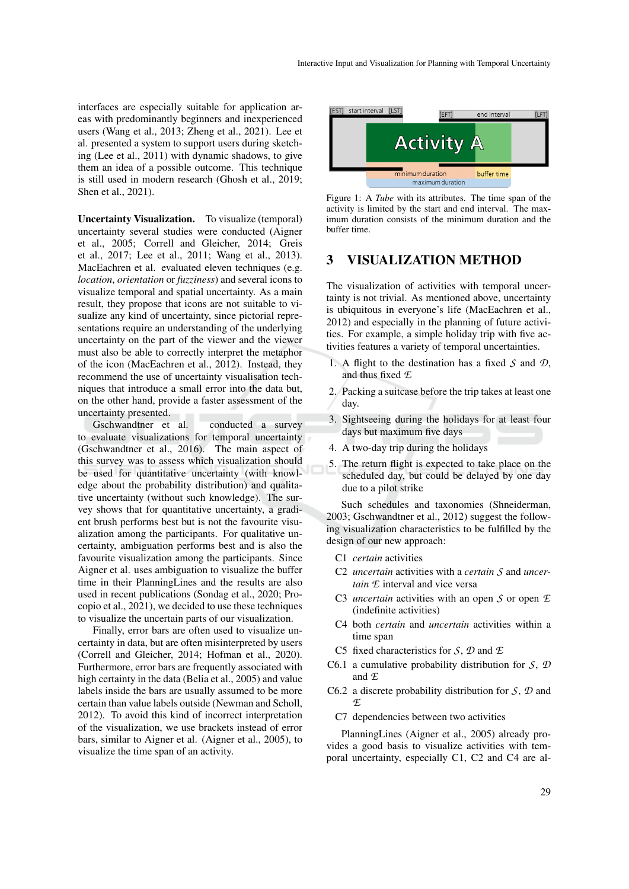interfaces are especially suitable for application areas with predominantly beginners and inexperienced users (Wang et al., 2013; Zheng et al., 2021). Lee et al. presented a system to support users during sketching (Lee et al., 2011) with dynamic shadows, to give them an idea of a possible outcome. This technique is still used in modern research (Ghosh et al., 2019; Shen et al., 2021).

**Uncertainty Visualization.** To visualize (temporal) uncertainty several studies were conducted (Aigner et al., 2005; Correll and Gleicher, 2014; Greis et al., 2017; Lee et al., 2011; Wang et al., 2013). MacEachren et al. evaluated eleven techniques (e.g. *location*, *orientation* or *fuzziness*) and several icons to visualize temporal and spatial uncertainty. As a main result, they propose that icons are not suitable to visualize any kind of uncertainty, since pictorial representations require an understanding of the underlying uncertainty on the part of the viewer and the viewer must also be able to correctly interpret the metaphor of the icon (MacEachren et al., 2012). Instead, they recommend the use of uncertainty visualisation techniques that introduce a small error into the data but, on the other hand, provide a faster assessment of the uncertainty presented.

Gschwandtner et al. conducted a survey to evaluate visualizations for temporal uncertainty (Gschwandtner et al., 2016). The main aspect of this survey was to assess which visualization should be used for quantitative uncertainty (with knowledge about the probability distribution) and qualitative uncertainty (without such knowledge). The survey shows that for quantitative uncertainty, a gradient brush performs best but is not the favourite visualization among the participants. For qualitative uncertainty, ambiguation performs best and is also the favourite visualization among the participants. Since Aigner et al. uses ambiguation to visualize the buffer time in their PlanningLines and the results are also used in recent publications (Sondag et al., 2020; Procopio et al., 2021), we decided to use these techniques to visualize the uncertain parts of our visualization.

Finally, error bars are often used to visualize uncertainty in data, but are often misinterpreted by users (Correll and Gleicher, 2014; Hofman et al., 2020). Furthermore, error bars are frequently associated with high certainty in the data (Belia et al., 2005) and value labels inside the bars are usually assumed to be more certain than value labels outside (Newman and Scholl, 2012). To avoid this kind of incorrect interpretation of the visualization, we use brackets instead of error bars, similar to Aigner et al. (Aigner et al., 2005), to visualize the time span of an activity.

Figure 1: A *Tube* with its attributes. The time span of the activity is limited by the start and end interval. The maximum duration consists of the minimum duration and the buffer time.

## 3 VISUALIZATION METHOD

The visualization of activities with temporal uncertainty is not trivial. As mentioned above, uncertainty is ubiquitous in everyone's life (MacEachren et al., 2012) and especially in the planning of future activities. For example, a simple holiday trip with five activities features a variety of temporal uncertainties.

1. A flight to the destination has a fixed $\mathcal{S}$ and $\mathcal{D}$, and thus fixed $\mathcal{E}$
2. Packing a suitcase before the trip takes at least one day.
3. Sightseeing during the holidays for at least four days but maximum five days
4. A two-day trip during the holidays
5. The return flight is expected to take place on the scheduled day, but could be delayed by one day due to a pilot strike

Such schedules and taxonomies (Shneiderman, 2003; Gschwandtner et al., 2012) suggest the following visualization characteristics to be fulfilled by the design of our new approach:

- C1 *certain* activities
- C2 *uncertain* activities with a *certain* $\mathcal{S}$ and *uncertain* $\mathcal{E}$ interval and vice versa
- C3 *uncertain* activities with an open $\mathcal{S}$ or open $\mathcal{E}$ (indefinite activities)
- C4 both *certain* and *uncertain* activities within a time span
- C5 fixed characteristics for $\mathcal{S}$, $\mathcal{D}$ and $\mathcal{E}$
- C6.1 a cumulative probability distribution for $\mathcal{S}$, $\mathcal{D}$ and $\mathcal{E}$
- C6.2 a discrete probability distribution for $\mathcal{S}$, $\mathcal{D}$ and $\mathcal{E}$
- C7 dependencies between two activities

PlanningLines (Aigner et al., 2005) already provides a good basis to visualize activities with temporal uncertainty, especially C1, C2 and C4 are al-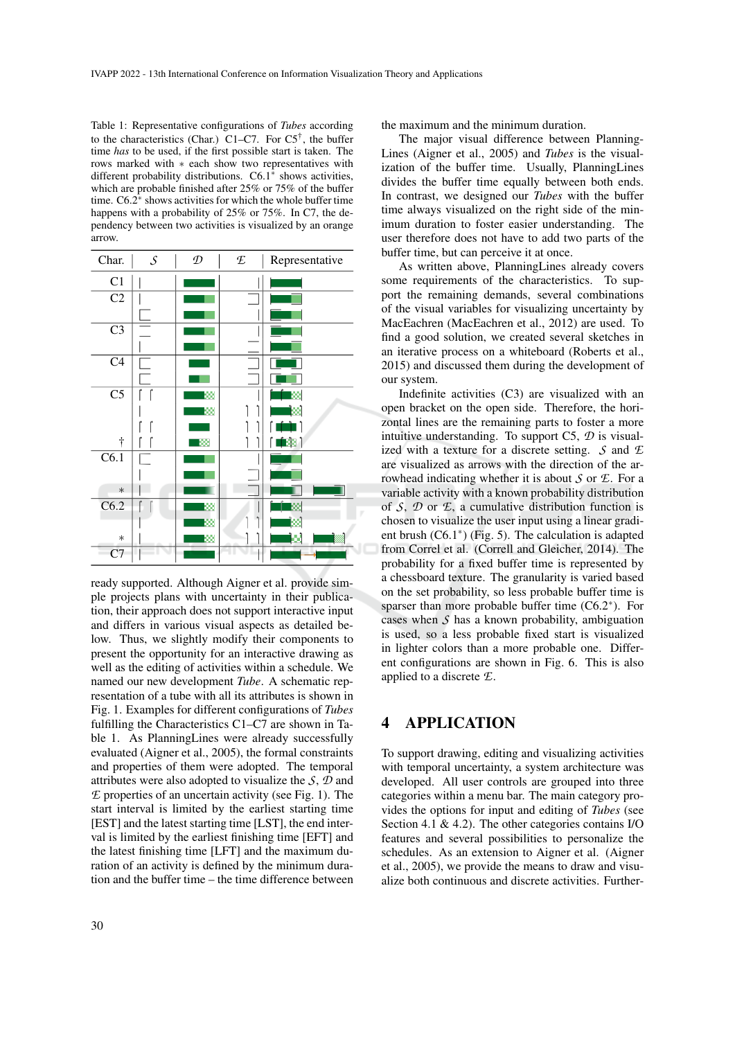Table 1: Representative configurations of *Tubes* according to the characteristics (Char.) C1–C7. For C5[†], the buffer time *has* to be used, if the first possible start is taken. The rows marked with ∗ each show two representatives with different probability distributions. C6.1[*] shows activities, which are probable finished after 25% or 75% of the buffer time. C6.2[*] shows activities for which the whole buffer time happens with a probability of 25% or 75%. In C7, the dependency between two activities is visualized by an orange arrow.

| Char. | $\mathcal{S}$ | $\mathcal{D}$ | $\mathcal{E}$ | Representative |
|---|---|---|---|---|
| C1 | | | | |
| C2 | | | | |
| C3 | | | | |
| C4 | | | | |
| C5 | | | | |
| † | | | | |
| C6.1 | | | | |
| ∗ | | | | |
| C6.2 | | | | |
| ∗ | | | | |
| C7 | | | | |

ready supported. Although Aigner et al. provide simple projects plans with uncertainty in their publication, their approach does not support interactive input and differs in various visual aspects as detailed below. Thus, we slightly modify their components to present the opportunity for an interactive drawing as well as the editing of activities within a schedule. We named our new development *Tube*. A schematic representation of a tube with all its attributes is shown in Fig. 1. Examples for different configurations of *Tubes* fulfilling the Characteristics C1–C7 are shown in Table 1. As PlanningLines were already successfully evaluated (Aigner et al., 2005), the formal constraints and properties of them were adopted. The temporal attributes were also adopted to visualize the $\mathcal{S}$, $\mathcal{D}$ and $\mathcal{E}$ properties of an uncertain activity (see Fig. 1). The start interval is limited by the earliest starting time [EST] and the latest starting time [LST], the end interval is limited by the earliest finishing time [EFT] and the latest finishing time [LFT] and the maximum duration of an activity is defined by the minimum duration and the buffer time – the time difference between the maximum and the minimum duration.

The major visual difference between PlanningLines (Aigner et al., 2005) and *Tubes* is the visualization of the buffer time. Usually, PlanningLines divides the buffer time equally between both ends. In contrast, we designed our *Tubes* with the buffer time always visualized on the right side of the minimum duration to foster easier understanding. The user therefore does not have to add two parts of the buffer time, but can perceive it at once.

As written above, PlanningLines already covers some requirements of the characteristics. To support the remaining demands, several combinations of the visual variables for visualizing uncertainty by MacEachren (MacEachren et al., 2012) are used. To find a good solution, we created several sketches in an iterative process on a whiteboard (Roberts et al., 2015) and discussed them during the development of our system.

Indefinite activities (C3) are visualized with an open bracket on the open side. Therefore, the horizontal lines are the remaining parts to foster a more intuitive understanding. To support C5, $\mathcal{D}$ is visualized with a texture for a discrete setting. $\mathcal{S}$ and $\mathcal{E}$ are visualized as arrows with the direction of the arrowhead indicating whether it is about $\mathcal{S}$ or $\mathcal{E}$. For a variable activity with a known probability distribution of $\mathcal{S}$, $\mathcal{D}$ or $\mathcal{E}$, a cumulative distribution function is chosen to visualize the user input using a linear gradient brush (C6.1[*]) (Fig. 5). The calculation is adapted from Correl et al. (Correll and Gleicher, 2014). The probability for a fixed buffer time is represented by a chessboard texture. The granularity is varied based on the set probability, so less probable buffer time is sparser than more probable buffer time (C6.2[*]). For cases when $\mathcal{S}$ has a known probability, ambiguation is used, so a less probable fixed start is visualized in lighter colors than a more probable one. Different configurations are shown in Fig. 6. This is also applied to a discrete $\mathcal{E}$.

## 4 APPLICATION

To support drawing, editing and visualizing activities with temporal uncertainty, a system architecture was developed. All user controls are grouped into three categories within a menu bar. The main category provides the options for input and editing of *Tubes* (see Section 4.1 & 4.2). The other categories contains I/O features and several possibilities to personalize the schedules. As an extension to Aigner et al. (Aigner et al., 2005), we provide the means to draw and visualize both continuous and discrete activities. Further-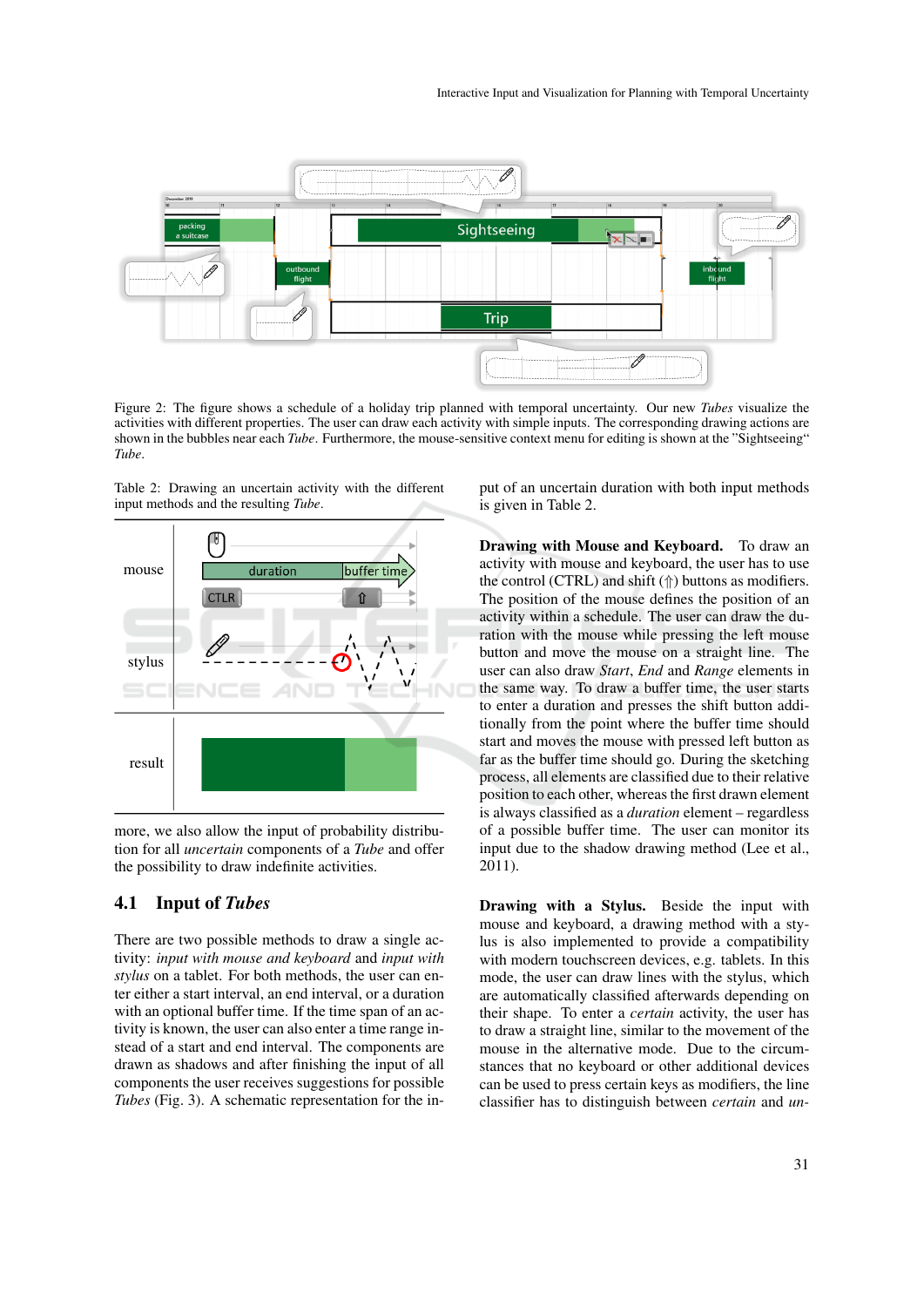Figure 2: The figure shows a schedule of a holiday trip planned with temporal uncertainty. Our new *Tubes* visualize the activities with different properties. The user can draw each activity with simple inputs. The corresponding drawing actions are shown in the bubbles near each *Tube*. Furthermore, the mouse-sensitive context menu for editing is shown at the "Sightseeing" *Tube*.

Table 2: Drawing an uncertain activity with the different input methods and the resulting *Tube*.

| | |
|---|---|
| mouse | duration / buffer time; CTLR / ⇧ |
| stylus | |
| result | |

more, we also allow the input of probability distribution for all *uncertain* components of a *Tube* and offer the possibility to draw indefinite activities.

## 4.1 Input of *Tubes*

There are two possible methods to draw a single activity: *input with mouse and keyboard* and *input with stylus* on a tablet. For both methods, the user can enter either a start interval, an end interval, or a duration with an optional buffer time. If the time span of an activity is known, the user can also enter a time range instead of a start and end interval. The components are drawn as shadows and after finishing the input of all components the user receives suggestions for possible *Tubes* (Fig. 3). A schematic representation for the input of an uncertain duration with both input methods is given in Table 2.

**Drawing with Mouse and Keyboard.** To draw an activity with mouse and keyboard, the user has to use the control (CTRL) and shift (⇧) buttons as modifiers. The position of the mouse defines the position of an activity within a schedule. The user can draw the duration with the mouse while pressing the left mouse button and move the mouse on a straight line. The user can also draw *Start*, *End* and *Range* elements in the same way. To draw a buffer time, the user starts to enter a duration and presses the shift button additionally from the point where the buffer time should start and moves the mouse with pressed left button as far as the buffer time should go. During the sketching process, all elements are classified due to their relative position to each other, whereas the first drawn element is always classified as a *duration* element – regardless of a possible buffer time. The user can monitor its input due to the shadow drawing method (Lee et al., 2011).

**Drawing with a Stylus.** Beside the input with mouse and keyboard, a drawing method with a stylus is also implemented to provide a compatibility with modern touchscreen devices, e.g. tablets. In this mode, the user can draw lines with the stylus, which are automatically classified afterwards depending on their shape. To enter a *certain* activity, the user has to draw a straight line, similar to the movement of the mouse in the alternative mode. Due to the circumstances that no keyboard or other additional devices can be used to press certain keys as modifiers, the line classifier has to distinguish between *certain* and *un-*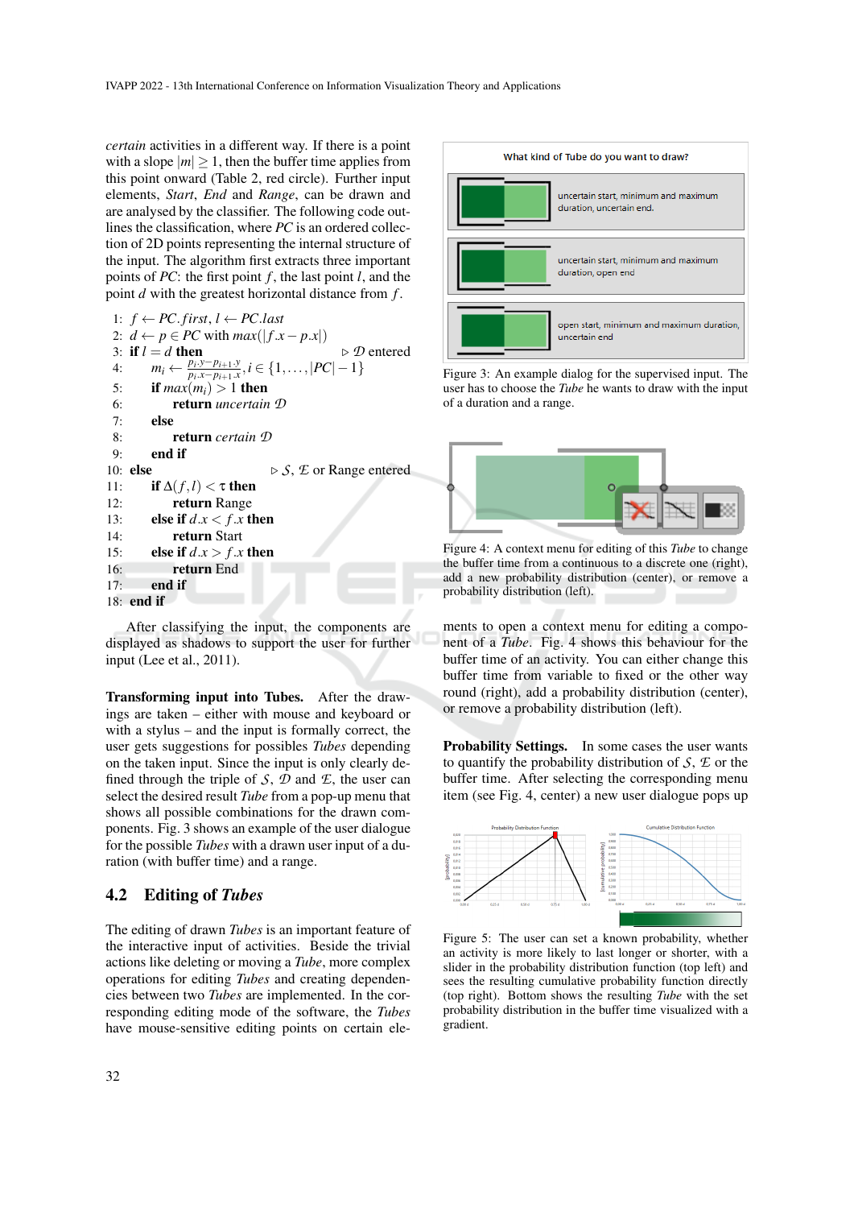*certain* activities in a different way. If there is a point with a slope $|m| \geq 1$, then the buffer time applies from this point onward (Table 2, red circle). Further input elements, *Start*, *End* and *Range*, can be drawn and are analysed by the classifier. The following code outlines the classification, where *PC* is an ordered collection of 2D points representing the internal structure of the input. The algorithm first extracts three important points of *PC*: the first point $f$, the last point $l$, and the point $d$ with the greatest horizontal distance from $f$.

```
1:  f ← PC.first, l ← PC.last
2:  d ← p ∈ PC with max(|f.x − p.x|)
3:  if l = d then                                    ▷ D entered
4:      m_i ← (p_i.y − p_{i+1}.y) / (p_i.x − p_{i+1}.x), i ∈ {1, ..., |PC| − 1}
5:      if max(m_i) > 1 then
6:          return uncertain D
7:      else
8:          return certain D
9:      end if
10: else                                             ▷ S, E or Range entered
11:     if Δ(f, l) < τ then
12:         return Range
13:     else if d.x < f.x then
14:         return Start
15:     else if d.x > f.x then
16:         return End
17:     end if
18: end if
```

After classifying the input, the components are displayed as shadows to support the user for further input (Lee et al., 2011).

**Transforming input into Tubes.** After the drawings are taken – either with mouse and keyboard or with a stylus – and the input is formally correct, the user gets suggestions for possibles *Tubes* depending on the taken input. Since the input is only clearly defined through the triple of $\mathcal{S}$, $\mathcal{D}$ and $\mathcal{E}$, the user can select the desired result *Tube* from a pop-up menu that shows all possible combinations for the drawn components. Fig. 3 shows an example of the user dialogue for the possible *Tubes* with a drawn user input of a duration (with buffer time) and a range.

## 4.2 Editing of *Tubes*

The editing of drawn *Tubes* is an important feature of the interactive input of activities. Beside the trivial actions like deleting or moving a *Tube*, more complex operations for editing *Tubes* and creating dependencies between two *Tubes* are implemented. In the corresponding editing mode of the software, the *Tubes* have mouse-sensitive editing points on certain elements to open a context menu for editing a component of a *Tube*. Fig. 4 shows this behaviour for the buffer time of an activity. You can either change this buffer time from variable to fixed or the other way round (right), add a probability distribution (center), or remove a probability distribution (left).

Figure 3: An example dialog for the supervised input. The user has to choose the *Tube* he wants to draw with the input of a duration and a range.

Figure 4: A context menu for editing of this *Tube* to change the buffer time from a continuous to a discrete one (right), add a new probability distribution (center), or remove a probability distribution (left).

**Probability Settings.** In some cases the user wants to quantify the probability distribution of $\mathcal{S}$, $\mathcal{E}$ or the buffer time. After selecting the corresponding menu item (see Fig. 4, center) a new user dialogue pops up

Figure 5: The user can set a known probability, whether an activity is more likely to last longer or shorter, with a slider in the probability distribution function (top left) and sees the resulting cumulative probability function directly (top right). Bottom shows the resulting *Tube* with the set probability distribution in the buffer time visualized with a gradient.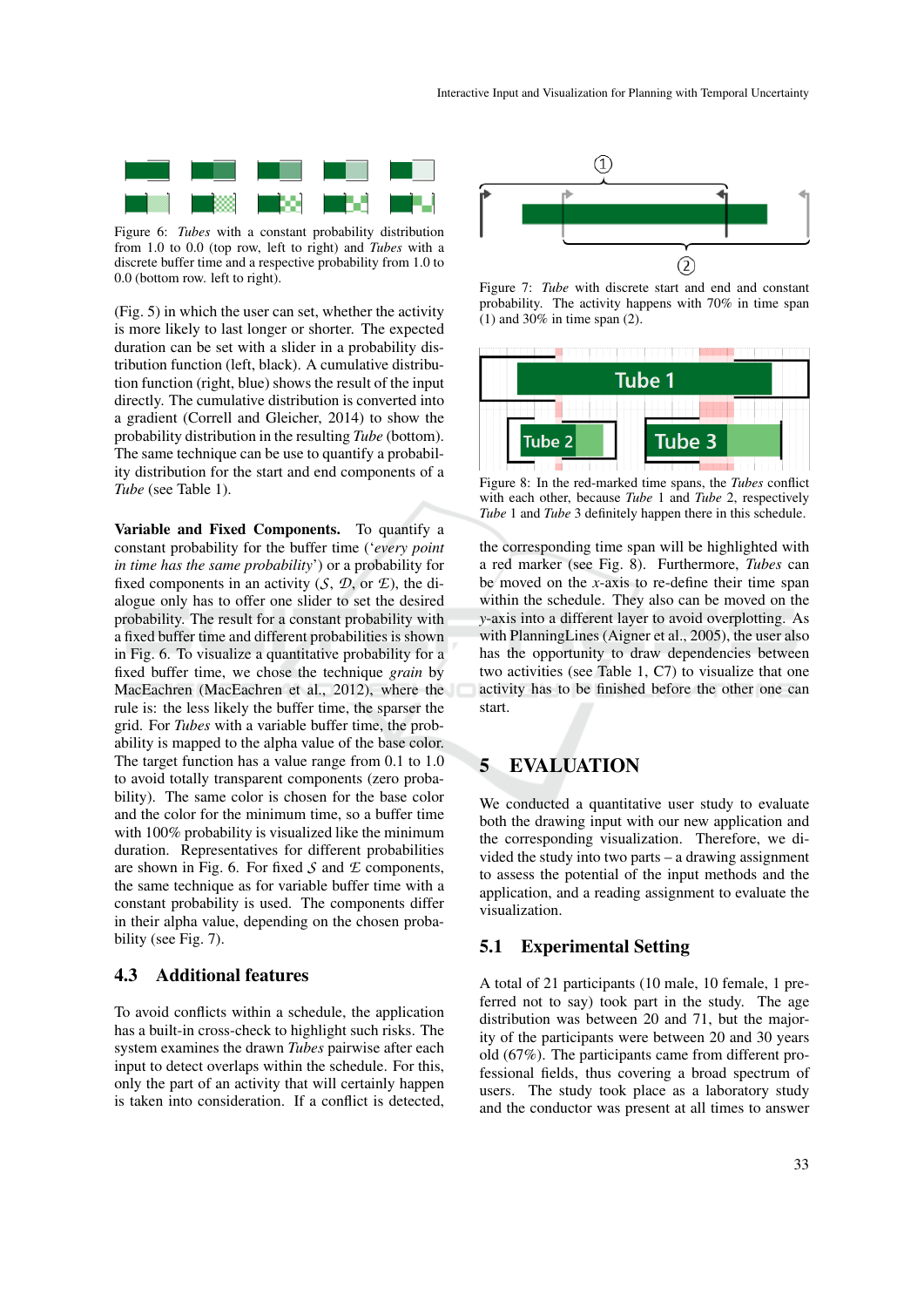Figure 6: *Tubes* with a constant probability distribution from 1.0 to 0.0 (top row, left to right) and *Tubes* with a discrete buffer time and a respective probability from 1.0 to 0.0 (bottom row. left to right).

(Fig. 5) in which the user can set, whether the activity is more likely to last longer or shorter. The expected duration can be set with a slider in a probability distribution function (left, black). A cumulative distribution function (right, blue) shows the result of the input directly. The cumulative distribution is converted into a gradient (Correll and Gleicher, 2014) to show the probability distribution in the resulting *Tube* (bottom). The same technique can be use to quantify a probability distribution for the start and end components of a *Tube* (see Table 1).

**Variable and Fixed Components.** To quantify a constant probability for the buffer time ('*every point in time has the same probability*') or a probability for fixed components in an activity ($\mathcal{S}$, $\mathcal{D}$, or $\mathcal{E}$), the dialogue only has to offer one slider to set the desired probability. The result for a constant probability with a fixed buffer time and different probabilities is shown in Fig. 6. To visualize a quantitative probability for a fixed buffer time, we chose the technique *grain* by MacEachren (MacEachren et al., 2012), where the rule is: the less likely the buffer time, the sparser the grid. For *Tubes* with a variable buffer time, the probability is mapped to the alpha value of the base color. The target function has a value range from 0.1 to 1.0 to avoid totally transparent components (zero probability). The same color is chosen for the base color and the color for the minimum time, so a buffer time with 100% probability is visualized like the minimum duration. Representatives for different probabilities are shown in Fig. 6. For fixed $\mathcal{S}$ and $\mathcal{E}$ components, the same technique as for variable buffer time with a constant probability is used. The components differ in their alpha value, depending on the chosen probability (see Fig. 7).

## 4.3 Additional features

To avoid conflicts within a schedule, the application has a built-in cross-check to highlight such risks. The system examines the drawn *Tubes* pairwise after each input to detect overlaps within the schedule. For this, only the part of an activity that will certainly happen is taken into consideration. If a conflict is detected,

Figure 7: *Tube* with discrete start and end and constant probability. The activity happens with 70% in time span (1) and 30% in time span (2).

Figure 8: In the red-marked time spans, the *Tubes* conflict with each other, because *Tube* 1 and *Tube* 2, respectively *Tube* 1 and *Tube* 3 definitely happen there in this schedule.

the corresponding time span will be highlighted with a red marker (see Fig. 8). Furthermore, *Tubes* can be moved on the $x$-axis to re-define their time span within the schedule. They also can be moved on the $y$-axis into a different layer to avoid overplotting. As with PlanningLines (Aigner et al., 2005), the user also has the opportunity to draw dependencies between two activities (see Table 1, C7) to visualize that one activity has to be finished before the other one can start.

# 5 EVALUATION

We conducted a quantitative user study to evaluate both the drawing input with our new application and the corresponding visualization. Therefore, we divided the study into two parts – a drawing assignment to assess the potential of the input methods and the application, and a reading assignment to evaluate the visualization.

## 5.1 Experimental Setting

A total of 21 participants (10 male, 10 female, 1 preferred not to say) took part in the study. The age distribution was between 20 and 71, but the majority of the participants were between 20 and 30 years old (67%). The participants came from different professional fields, thus covering a broad spectrum of users. The study took place as a laboratory study and the conductor was present at all times to answer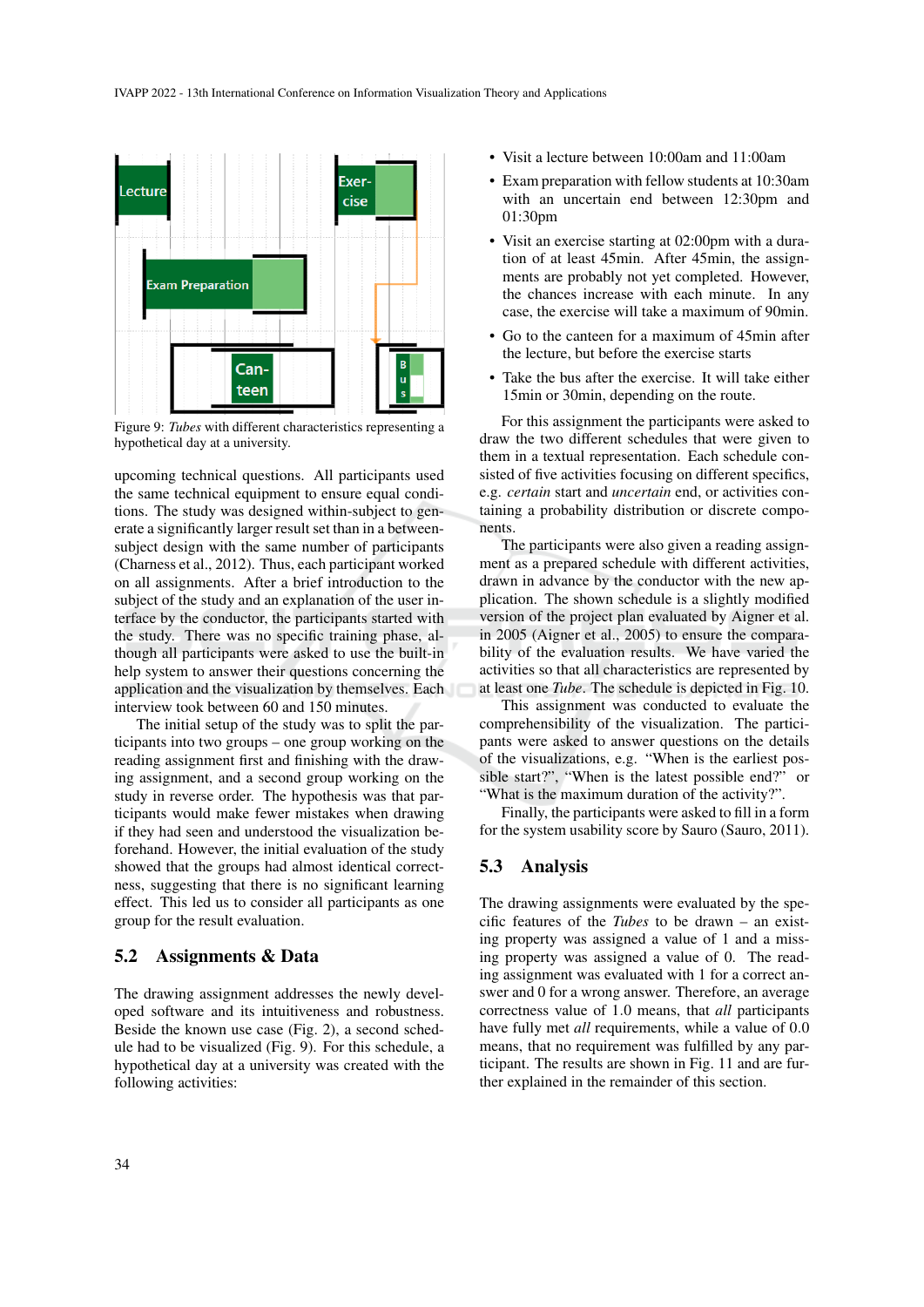Figure 9: *Tubes* with different characteristics representing a hypothetical day at a university.

upcoming technical questions. All participants used the same technical equipment to ensure equal conditions. The study was designed within-subject to generate a significantly larger result set than in a between-subject design with the same number of participants (Charness et al., 2012). Thus, each participant worked on all assignments. After a brief introduction to the subject of the study and an explanation of the user interface by the conductor, the participants started with the study. There was no specific training phase, although all participants were asked to use the built-in help system to answer their questions concerning the application and the visualization by themselves. Each interview took between 60 and 150 minutes.

The initial setup of the study was to split the participants into two groups – one group working on the reading assignment first and finishing with the drawing assignment, and a second group working on the study in reverse order. The hypothesis was that participants would make fewer mistakes when drawing if they had seen and understood the visualization beforehand. However, the initial evaluation of the study showed that the groups had almost identical correctness, suggesting that there is no significant learning effect. This led us to consider all participants as one group for the result evaluation.

## 5.2 Assignments & Data

The drawing assignment addresses the newly developed software and its intuitiveness and robustness. Beside the known use case (Fig. 2), a second schedule had to be visualized (Fig. 9). For this schedule, a hypothetical day at a university was created with the following activities:

- Visit a lecture between 10:00am and 11:00am
- Exam preparation with fellow students at 10:30am with an uncertain end between 12:30pm and 01:30pm
- Visit an exercise starting at 02:00pm with a duration of at least 45min. After 45min, the assignments are probably not yet completed. However, the chances increase with each minute. In any case, the exercise will take a maximum of 90min.
- Go to the canteen for a maximum of 45min after the lecture, but before the exercise starts
- Take the bus after the exercise. It will take either 15min or 30min, depending on the route.

For this assignment the participants were asked to draw the two different schedules that were given to them in a textual representation. Each schedule consisted of five activities focusing on different specifics, e.g. *certain* start and *uncertain* end, or activities containing a probability distribution or discrete components.

The participants were also given a reading assignment as a prepared schedule with different activities, drawn in advance by the conductor with the new application. The shown schedule is a slightly modified version of the project plan evaluated by Aigner et al. in 2005 (Aigner et al., 2005) to ensure the comparability of the evaluation results. We have varied the activities so that all characteristics are represented by at least one *Tube*. The schedule is depicted in Fig. 10.

This assignment was conducted to evaluate the comprehensibility of the visualization. The participants were asked to answer questions on the details of the visualizations, e.g. "When is the earliest possible start?", "When is the latest possible end?" or "What is the maximum duration of the activity?".

Finally, the participants were asked to fill in a form for the system usability score by Sauro (Sauro, 2011).

## 5.3 Analysis

The drawing assignments were evaluated by the specific features of the *Tubes* to be drawn – an existing property was assigned a value of 1 and a missing property was assigned a value of 0. The reading assignment was evaluated with 1 for a correct answer and 0 for a wrong answer. Therefore, an average correctness value of 1.0 means, that *all* participants have fully met *all* requirements, while a value of 0.0 means, that no requirement was fulfilled by any participant. The results are shown in Fig. 11 and are further explained in the remainder of this section.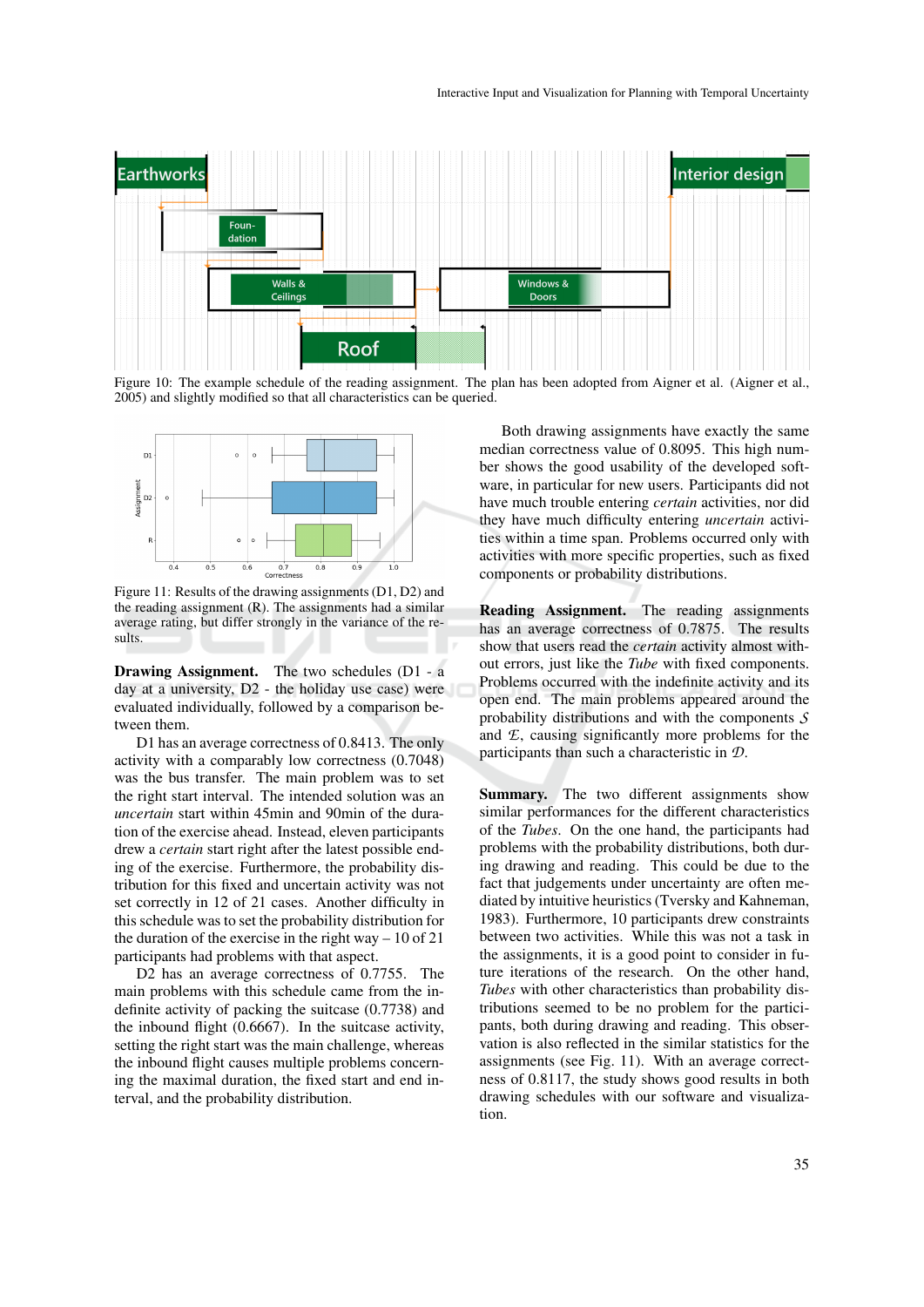Figure 10: The example schedule of the reading assignment. The plan has been adopted from Aigner et al. (Aigner et al., 2005) and slightly modified so that all characteristics can be queried.

Figure 11: Results of the drawing assignments (D1, D2) and the reading assignment (R). The assignments had a similar average rating, but differ strongly in the variance of the results.

**Drawing Assignment.** The two schedules (D1 - a day at a university, D2 - the holiday use case) were evaluated individually, followed by a comparison between them.

D1 has an average correctness of 0.8413. The only activity with a comparably low correctness (0.7048) was the bus transfer. The main problem was to set the right start interval. The intended solution was an *uncertain* start within 45min and 90min of the duration of the exercise ahead. Instead, eleven participants drew a *certain* start right after the latest possible ending of the exercise. Furthermore, the probability distribution for this fixed and uncertain activity was not set correctly in 12 of 21 cases. Another difficulty in this schedule was to set the probability distribution for the duration of the exercise in the right way – 10 of 21 participants had problems with that aspect.

D2 has an average correctness of 0.7755. The main problems with this schedule came from the indefinite activity of packing the suitcase (0.7738) and the inbound flight (0.6667). In the suitcase activity, setting the right start was the main challenge, whereas the inbound flight causes multiple problems concerning the maximal duration, the fixed start and end interval, and the probability distribution.

Both drawing assignments have exactly the same median correctness value of 0.8095. This high number shows the good usability of the developed software, in particular for new users. Participants did not have much trouble entering *certain* activities, nor did they have much difficulty entering *uncertain* activities within a time span. Problems occurred only with activities with more specific properties, such as fixed components or probability distributions.

**Reading Assignment.** The reading assignments has an average correctness of 0.7875. The results show that users read the *certain* activity almost without errors, just like the *Tube* with fixed components. Problems occurred with the indefinite activity and its open end. The main problems appeared around the probability distributions and with the components $\mathcal{S}$ and $\mathcal{E}$, causing significantly more problems for the participants than such a characteristic in $\mathcal{D}$.

**Summary.** The two different assignments show similar performances for the different characteristics of the *Tubes*. On the one hand, the participants had problems with the probability distributions, both during drawing and reading. This could be due to the fact that judgements under uncertainty are often mediated by intuitive heuristics (Tversky and Kahneman, 1983). Furthermore, 10 participants drew constraints between two activities. While this was not a task in the assignments, it is a good point to consider in future iterations of the research. On the other hand, *Tubes* with other characteristics than probability distributions seemed to be no problem for the participants, both during drawing and reading. This observation is also reflected in the similar statistics for the assignments (see Fig. 11). With an average correctness of 0.8117, the study shows good results in both drawing schedules with our software and visualization.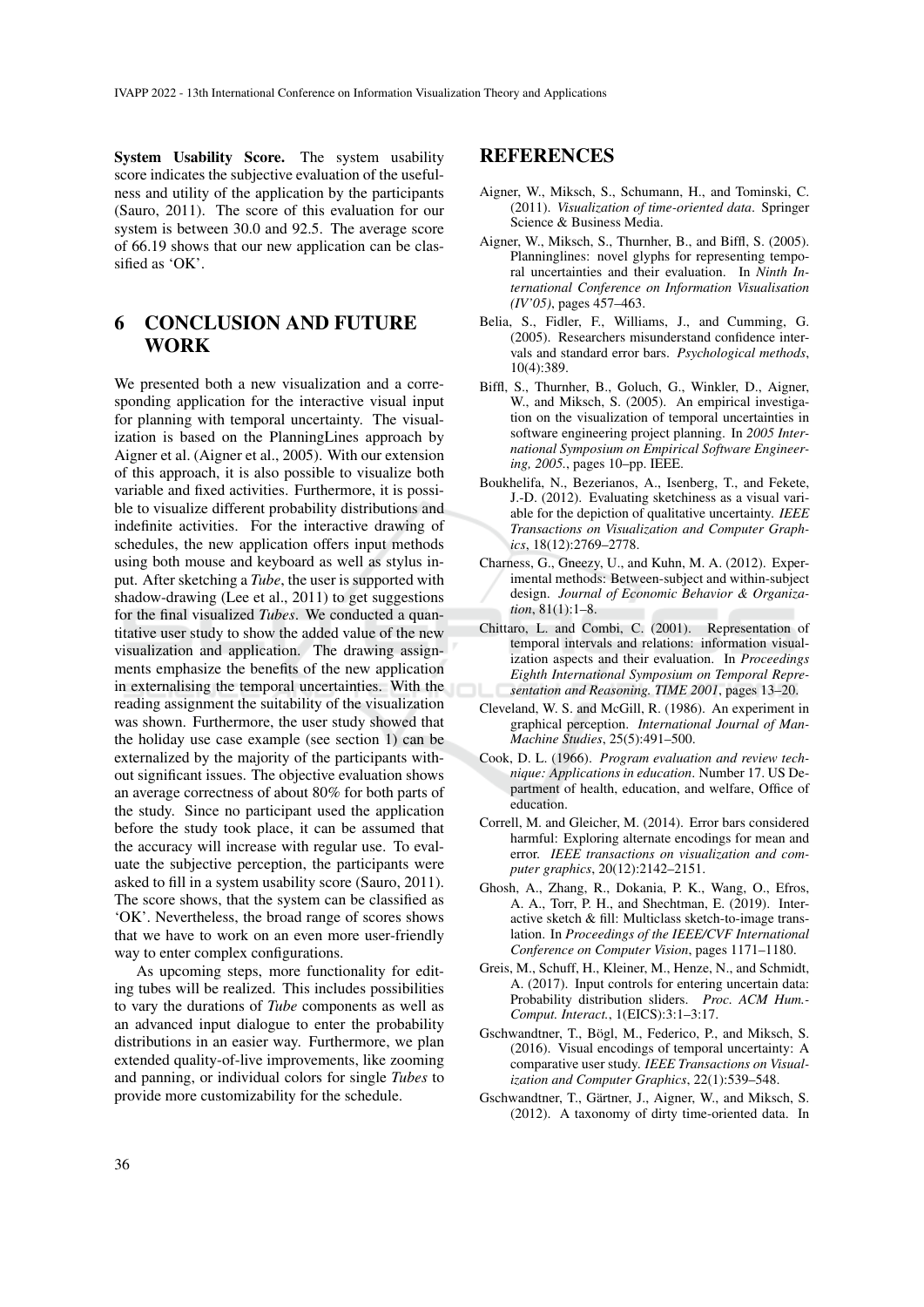**System Usability Score.** The system usability score indicates the subjective evaluation of the usefulness and utility of the application by the participants (Sauro, 2011). The score of this evaluation for our system is between 30.0 and 92.5. The average score of 66.19 shows that our new application can be classified as 'OK'.

# 6 CONCLUSION AND FUTURE WORK

We presented both a new visualization and a corresponding application for the interactive visual input for planning with temporal uncertainty. The visualization is based on the PlanningLines approach by Aigner et al. (Aigner et al., 2005). With our extension of this approach, it is also possible to visualize both variable and fixed activities. Furthermore, it is possible to visualize different probability distributions and indefinite activities. For the interactive drawing of schedules, the new application offers input methods using both mouse and keyboard as well as stylus input. After sketching a *Tube*, the user is supported with shadow-drawing (Lee et al., 2011) to get suggestions for the final visualized *Tubes*. We conducted a quantitative user study to show the added value of the new visualization and application. The drawing assignments emphasize the benefits of the new application in externalising the temporal uncertainties. With the reading assignment the suitability of the visualization was shown. Furthermore, the user study showed that the holiday use case example (see section 1) can be externalized by the majority of the participants without significant issues. The objective evaluation shows an average correctness of about 80% for both parts of the study. Since no participant used the application before the study took place, it can be assumed that the accuracy will increase with regular use. To evaluate the subjective perception, the participants were asked to fill in a system usability score (Sauro, 2011). The score shows, that the system can be classified as 'OK'. Nevertheless, the broad range of scores shows that we have to work on an even more user-friendly way to enter complex configurations.

As upcoming steps, more functionality for editing tubes will be realized. This includes possibilities to vary the durations of *Tube* components as well as an advanced input dialogue to enter the probability distributions in an easier way. Furthermore, we plan extended quality-of-live improvements, like zooming and panning, or individual colors for single *Tubes* to provide more customizability for the schedule.

# REFERENCES

Aigner, W., Miksch, S., Schumann, H., and Tominski, C. (2011). *Visualization of time-oriented data*. Springer Science & Business Media.

Aigner, W., Miksch, S., Thurnher, B., and Biffl, S. (2005). Planninglines: novel glyphs for representing temporal uncertainties and their evaluation. In *Ninth International Conference on Information Visualisation (IV'05)*, pages 457–463.

Belia, S., Fidler, F., Williams, J., and Cumming, G. (2005). Researchers misunderstand confidence intervals and standard error bars. *Psychological methods*, 10(4):389.

Biffl, S., Thurnher, B., Goluch, G., Winkler, D., Aigner, W., and Miksch, S. (2005). An empirical investigation on the visualization of temporal uncertainties in software engineering project planning. In *2005 International Symposium on Empirical Software Engineering, 2005.*, pages 10–pp. IEEE.

Boukhelifa, N., Bezerianos, A., Isenberg, T., and Fekete, J.-D. (2012). Evaluating sketchiness as a visual variable for the depiction of qualitative uncertainty. *IEEE Transactions on Visualization and Computer Graphics*, 18(12):2769–2778.

Charness, G., Gneezy, U., and Kuhn, M. A. (2012). Experimental methods: Between-subject and within-subject design. *Journal of Economic Behavior & Organization*, 81(1):1–8.

Chittaro, L. and Combi, C. (2001). Representation of temporal intervals and relations: information visualization aspects and their evaluation. In *Proceedings Eighth International Symposium on Temporal Representation and Reasoning. TIME 2001*, pages 13–20.

Cleveland, W. S. and McGill, R. (1986). An experiment in graphical perception. *International Journal of Man-Machine Studies*, 25(5):491–500.

Cook, D. L. (1966). *Program evaluation and review technique: Applications in education*. Number 17. US Department of health, education, and welfare, Office of education.

Correll, M. and Gleicher, M. (2014). Error bars considered harmful: Exploring alternate encodings for mean and error. *IEEE transactions on visualization and computer graphics*, 20(12):2142–2151.

Ghosh, A., Zhang, R., Dokania, P. K., Wang, O., Efros, A. A., Torr, P. H., and Shechtman, E. (2019). Interactive sketch & fill: Multiclass sketch-to-image translation. In *Proceedings of the IEEE/CVF International Conference on Computer Vision*, pages 1171–1180.

Greis, M., Schuff, H., Kleiner, M., Henze, N., and Schmidt, A. (2017). Input controls for entering uncertain data: Probability distribution sliders. *Proc. ACM Hum.-Comput. Interact.*, 1(EICS):3:1–3:17.

Gschwandtner, T., Bögl, M., Federico, P., and Miksch, S. (2016). Visual encodings of temporal uncertainty: A comparative user study. *IEEE Transactions on Visualization and Computer Graphics*, 22(1):539–548.

Gschwandtner, T., Gärtner, J., Aigner, W., and Miksch, S. (2012). A taxonomy of dirty time-oriented data. In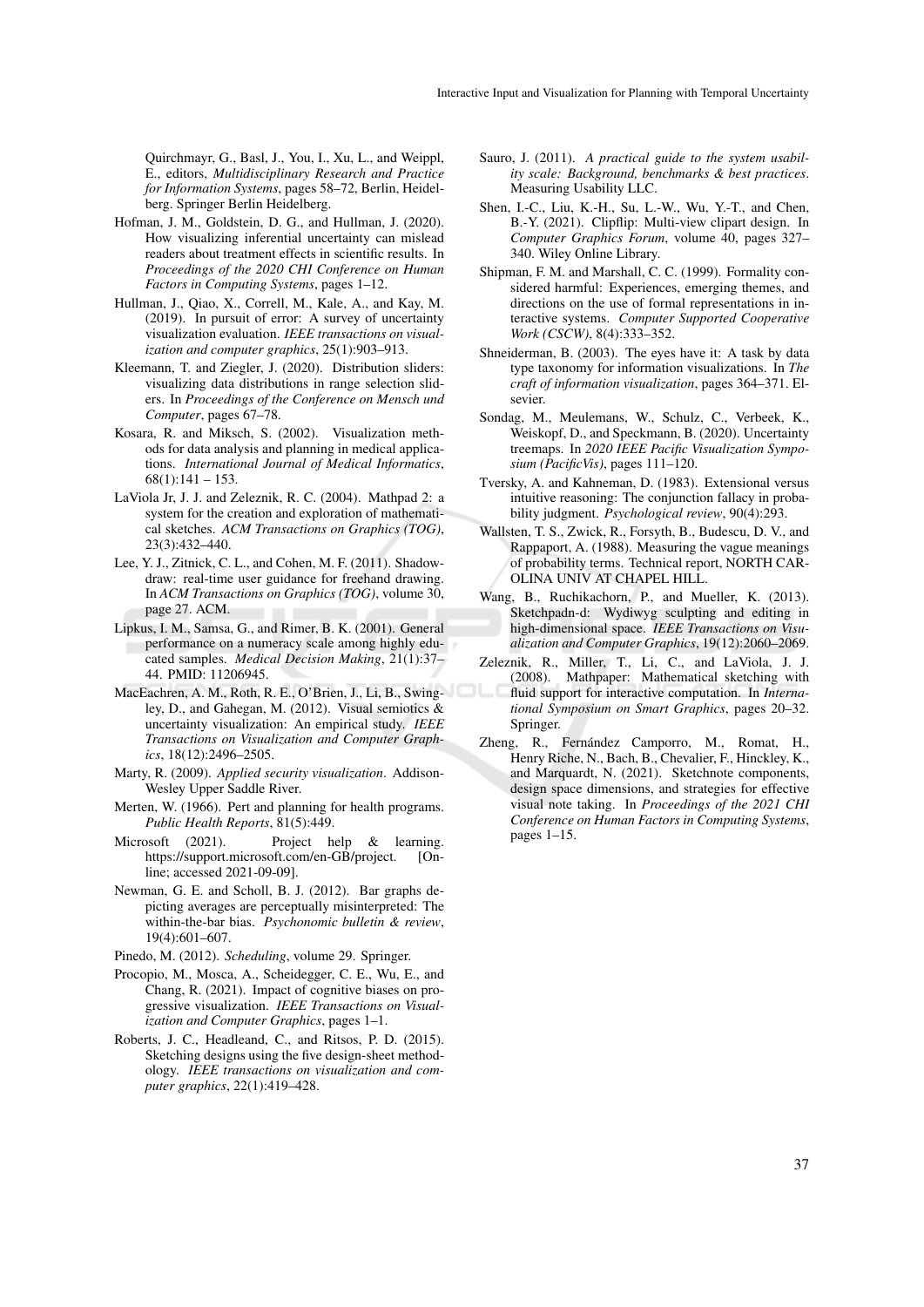Quirchmayr, G., Basl, J., You, I., Xu, L., and Weippl, E., editors, *Multidisciplinary Research and Practice for Information Systems*, pages 58–72, Berlin, Heidelberg. Springer Berlin Heidelberg.

Hofman, J. M., Goldstein, D. G., and Hullman, J. (2020). How visualizing inferential uncertainty can mislead readers about treatment effects in scientific results. In *Proceedings of the 2020 CHI Conference on Human Factors in Computing Systems*, pages 1–12.

Hullman, J., Qiao, X., Correll, M., Kale, A., and Kay, M. (2019). In pursuit of error: A survey of uncertainty visualization evaluation. *IEEE transactions on visualization and computer graphics*, 25(1):903–913.

Kleemann, T. and Ziegler, J. (2020). Distribution sliders: visualizing data distributions in range selection sliders. In *Proceedings of the Conference on Mensch und Computer*, pages 67–78.

Kosara, R. and Miksch, S. (2002). Visualization methods for data analysis and planning in medical applications. *International Journal of Medical Informatics*, 68(1):141 – 153.

LaViola Jr, J. J. and Zeleznik, R. C. (2004). Mathpad 2: a system for the creation and exploration of mathematical sketches. *ACM Transactions on Graphics (TOG)*, 23(3):432–440.

Lee, Y. J., Zitnick, C. L., and Cohen, M. F. (2011). Shadowdraw: real-time user guidance for freehand drawing. In *ACM Transactions on Graphics (TOG)*, volume 30, page 27. ACM.

Lipkus, I. M., Samsa, G., and Rimer, B. K. (2001). General performance on a numeracy scale among highly educated samples. *Medical Decision Making*, 21(1):37–44. PMID: 11206945.

MacEachren, A. M., Roth, R. E., O'Brien, J., Li, B., Swingley, D., and Gahegan, M. (2012). Visual semiotics & uncertainty visualization: An empirical study. *IEEE Transactions on Visualization and Computer Graphics*, 18(12):2496–2505.

Marty, R. (2009). *Applied security visualization*. Addison-Wesley Upper Saddle River.

Merten, W. (1966). Pert and planning for health programs. *Public Health Reports*, 81(5):449.

Microsoft (2021). Project help & learning. https://support.microsoft.com/en-GB/project. [Online; accessed 2021-09-09].

Newman, G. E. and Scholl, B. J. (2012). Bar graphs depicting averages are perceptually misinterpreted: The within-the-bar bias. *Psychonomic bulletin & review*, 19(4):601–607.

Pinedo, M. (2012). *Scheduling*, volume 29. Springer.

Procopio, M., Mosca, A., Scheidegger, C. E., Wu, E., and Chang, R. (2021). Impact of cognitive biases on progressive visualization. *IEEE Transactions on Visualization and Computer Graphics*, pages 1–1.

Roberts, J. C., Headleand, C., and Ritsos, P. D. (2015). Sketching designs using the five design-sheet methodology. *IEEE transactions on visualization and computer graphics*, 22(1):419–428.

Sauro, J. (2011). *A practical guide to the system usability scale: Background, benchmarks & best practices*. Measuring Usability LLC.

Shen, I.-C., Liu, K.-H., Su, L.-W., Wu, Y.-T., and Chen, B.-Y. (2021). Clipflip: Multi-view clipart design. In *Computer Graphics Forum*, volume 40, pages 327–340. Wiley Online Library.

Shipman, F. M. and Marshall, C. C. (1999). Formality considered harmful: Experiences, emerging themes, and directions on the use of formal representations in interactive systems. *Computer Supported Cooperative Work (CSCW)*, 8(4):333–352.

Shneiderman, B. (2003). The eyes have it: A task by data type taxonomy for information visualizations. In *The craft of information visualization*, pages 364–371. Elsevier.

Sondag, M., Meulemans, W., Schulz, C., Verbeek, K., Weiskopf, D., and Speckmann, B. (2020). Uncertainty treemaps. In *2020 IEEE Pacific Visualization Symposium (PacificVis)*, pages 111–120.

Tversky, A. and Kahneman, D. (1983). Extensional versus intuitive reasoning: The conjunction fallacy in probability judgment. *Psychological review*, 90(4):293.

Wallsten, T. S., Zwick, R., Forsyth, B., Budescu, D. V., and Rappaport, A. (1988). Measuring the vague meanings of probability terms. Technical report, NORTH CAROLINA UNIV AT CHAPEL HILL.

Wang, B., Ruchikachorn, P., and Mueller, K. (2013). Sketchpadn-d: Wydiwyg sculpting and editing in high-dimensional space. *IEEE Transactions on Visualization and Computer Graphics*, 19(12):2060–2069.

Zeleznik, R., Miller, T., Li, C., and LaViola, J. J. (2008). Mathpaper: Mathematical sketching with fluid support for interactive computation. In *International Symposium on Smart Graphics*, pages 20–32. Springer.

Zheng, R., Fernández Camporro, M., Romat, H., Henry Riche, N., Bach, B., Chevalier, F., Hinckley, K., and Marquardt, N. (2021). Sketchnote components, design space dimensions, and strategies for effective visual note taking. In *Proceedings of the 2021 CHI Conference on Human Factors in Computing Systems*, pages 1–15.